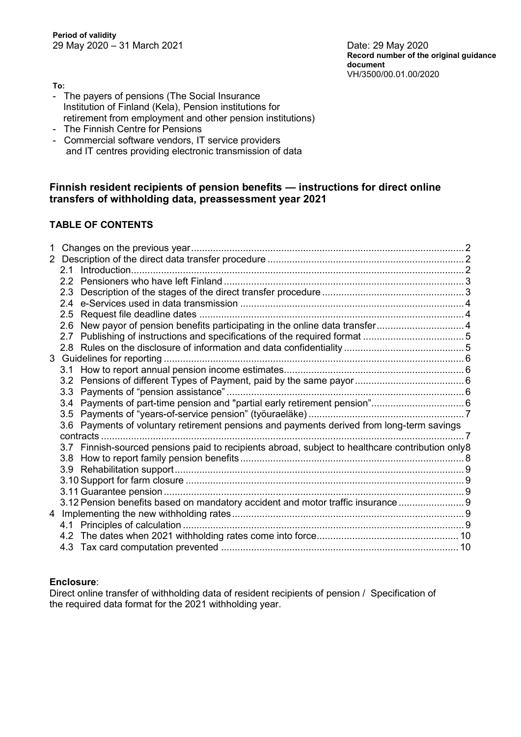**Period of validity**
29 May 2020 – 31 March 2021

Date: 29 May 2020
**Record number of the original guidance document**
VH/3500/00.01.00/2020

**To:**

- The payers of pensions (The Social Insurance Institution of Finland (Kela), Pension institutions for retirement from employment and other pension institutions)
- The Finnish Centre for Pensions
- Commercial software vendors, IT service providers and IT centres providing electronic transmission of data

## Finnish resident recipients of pension benefits — instructions for direct online transfers of withholding data, preassessment year 2021

### TABLE OF CONTENTS

1 Changes on the previous year .... 2
2 Description of the direct data transfer procedure .... 2
- 2.1 Introduction .... 2
- 2.2 Pensioners who have left Finland .... 3
- 2.3 Description of the stages of the direct transfer procedure .... 3
- 2.4 e-Services used in data transmission .... 4
- 2.5 Request file deadline dates .... 4
- 2.6 New payor of pension benefits participating in the online data transfer .... 4
- 2.7 Publishing of instructions and specifications of the required format .... 5
- 2.8 Rules on the disclosure of information and data confidentiality .... 5

3 Guidelines for reporting .... 6
- 3.1 How to report annual pension income estimates .... 6
- 3.2 Pensions of different Types of Payment, paid by the same payor .... 6
- 3.3 Payments of "pension assistance" .... 6
- 3.4 Payments of part-time pension and "partial early retirement pension" .... 6
- 3.5 Payments of "years-of-service pension" (työuraeläke) .... 7
- 3.6 Payments of voluntary retirement pensions and payments derived from long-term savings contracts .... 7
- 3.7 Finnish-sourced pensions paid to recipients abroad, subject to healthcare contribution only .... 8
- 3.8 How to report family pension benefits .... 8
- 3.9 Rehabilitation support .... 9
- 3.10 Support for farm closure .... 9
- 3.11 Guarantee pension .... 9
- 3.12 Pension benefits based on mandatory accident and motor traffic insurance .... 9

4 Implementing the new withholding rates .... 9
- 4.1 Principles of calculation .... 9
- 4.2 The dates when 2021 withholding rates come into force .... 10
- 4.3 Tax card computation prevented .... 10

**Enclosure**:
Direct online transfer of withholding data of resident recipients of pension / Specification of the required data format for the 2021 withholding year.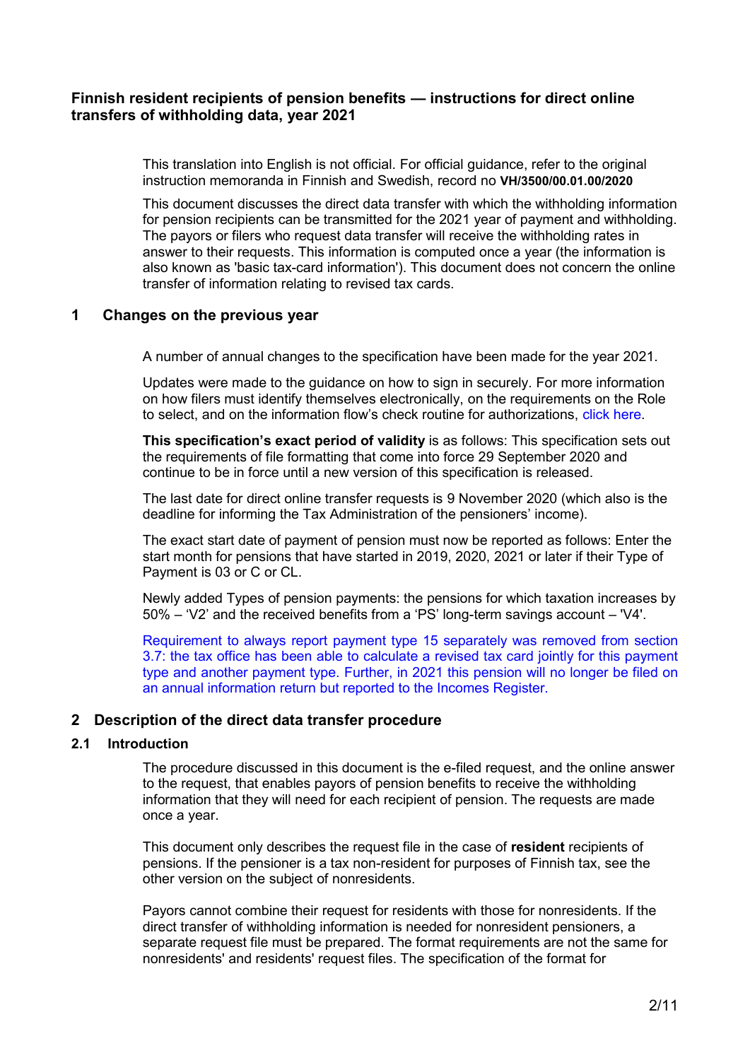## Finnish resident recipients of pension benefits — instructions for direct online transfers of withholding data, year 2021

This translation into English is not official. For official guidance, refer to the original instruction memoranda in Finnish and Swedish, record no **VH/3500/00.01.00/2020**

This document discusses the direct data transfer with which the withholding information for pension recipients can be transmitted for the 2021 year of payment and withholding. The payors or filers who request data transfer will receive the withholding rates in answer to their requests. This information is computed once a year (the information is also known as 'basic tax-card information'). This document does not concern the online transfer of information relating to revised tax cards.

## 1 Changes on the previous year

A number of annual changes to the specification have been made for the year 2021.

Updates were made to the guidance on how to sign in securely. For more information on how filers must identify themselves electronically, on the requirements on the Role to select, and on the information flow's check routine for authorizations, click here.

**This specification's exact period of validity** is as follows: This specification sets out the requirements of file formatting that come into force 29 September 2020 and continue to be in force until a new version of this specification is released.

The last date for direct online transfer requests is 9 November 2020 (which also is the deadline for informing the Tax Administration of the pensioners' income).

The exact start date of payment of pension must now be reported as follows: Enter the start month for pensions that have started in 2019, 2020, 2021 or later if their Type of Payment is 03 or C or CL.

Newly added Types of pension payments: the pensions for which taxation increases by 50% – 'V2' and the received benefits from a 'PS' long-term savings account – 'V4'.

Requirement to always report payment type 15 separately was removed from section 3.7: the tax office has been able to calculate a revised tax card jointly for this payment type and another payment type. Further, in 2021 this pension will no longer be filed on an annual information return but reported to the Incomes Register.

## 2 Description of the direct data transfer procedure

### 2.1 Introduction

The procedure discussed in this document is the e-filed request, and the online answer to the request, that enables payors of pension benefits to receive the withholding information that they will need for each recipient of pension. The requests are made once a year.

This document only describes the request file in the case of **resident** recipients of pensions. If the pensioner is a tax non-resident for purposes of Finnish tax, see the other version on the subject of nonresidents.

Payors cannot combine their request for residents with those for nonresidents. If the direct transfer of withholding information is needed for nonresident pensioners, a separate request file must be prepared. The format requirements are not the same for nonresidents' and residents' request files. The specification of the format for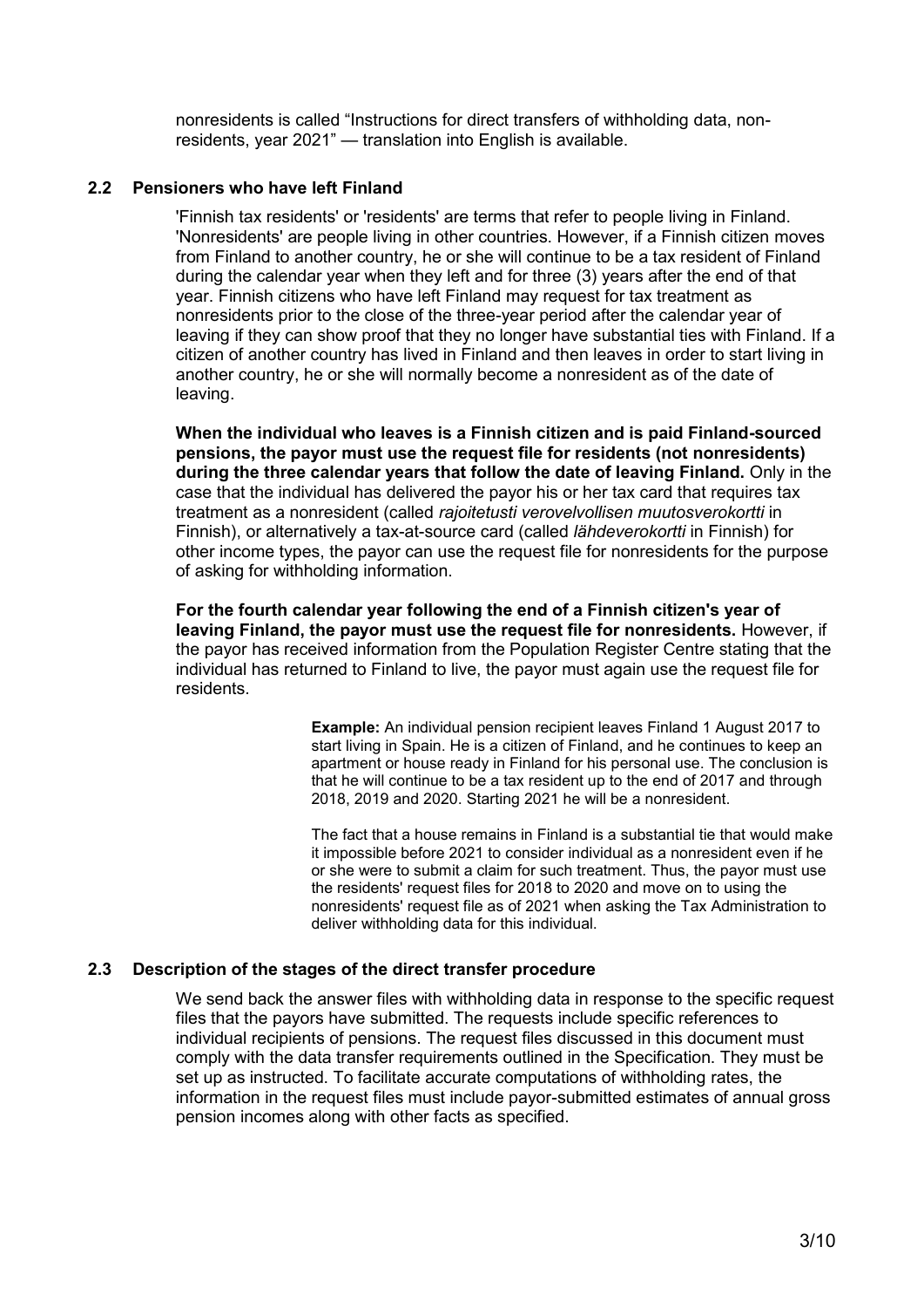nonresidents is called “Instructions for direct transfers of withholding data, non-residents, year 2021” — translation into English is available.

## 2.2 Pensioners who have left Finland

'Finnish tax residents' or 'residents' are terms that refer to people living in Finland. 'Nonresidents' are people living in other countries. However, if a Finnish citizen moves from Finland to another country, he or she will continue to be a tax resident of Finland during the calendar year when they left and for three (3) years after the end of that year. Finnish citizens who have left Finland may request for tax treatment as nonresidents prior to the close of the three-year period after the calendar year of leaving if they can show proof that they no longer have substantial ties with Finland. If a citizen of another country has lived in Finland and then leaves in order to start living in another country, he or she will normally become a nonresident as of the date of leaving.

**When the individual who leaves is a Finnish citizen and is paid Finland-sourced pensions, the payor must use the request file for residents (not nonresidents) during the three calendar years that follow the date of leaving Finland.** Only in the case that the individual has delivered the payor his or her tax card that requires tax treatment as a nonresident (called *rajoitetusti verovelvollisen muutosverokortti* in Finnish), or alternatively a tax-at-source card (called *lähdeverokortti* in Finnish) for other income types, the payor can use the request file for nonresidents for the purpose of asking for withholding information.

**For the fourth calendar year following the end of a Finnish citizen's year of leaving Finland, the payor must use the request file for nonresidents.** However, if the payor has received information from the Population Register Centre stating that the individual has returned to Finland to live, the payor must again use the request file for residents.

> **Example:** An individual pension recipient leaves Finland 1 August 2017 to start living in Spain. He is a citizen of Finland, and he continues to keep an apartment or house ready in Finland for his personal use. The conclusion is that he will continue to be a tax resident up to the end of 2017 and through 2018, 2019 and 2020. Starting 2021 he will be a nonresident.
>
> The fact that a house remains in Finland is a substantial tie that would make it impossible before 2021 to consider individual as a nonresident even if he or she were to submit a claim for such treatment. Thus, the payor must use the residents' request files for 2018 to 2020 and move on to using the nonresidents' request file as of 2021 when asking the Tax Administration to deliver withholding data for this individual.

## 2.3 Description of the stages of the direct transfer procedure

We send back the answer files with withholding data in response to the specific request files that the payors have submitted. The requests include specific references to individual recipients of pensions. The request files discussed in this document must comply with the data transfer requirements outlined in the Specification. They must be set up as instructed. To facilitate accurate computations of withholding rates, the information in the request files must include payor-submitted estimates of annual gross pension incomes along with other facts as specified.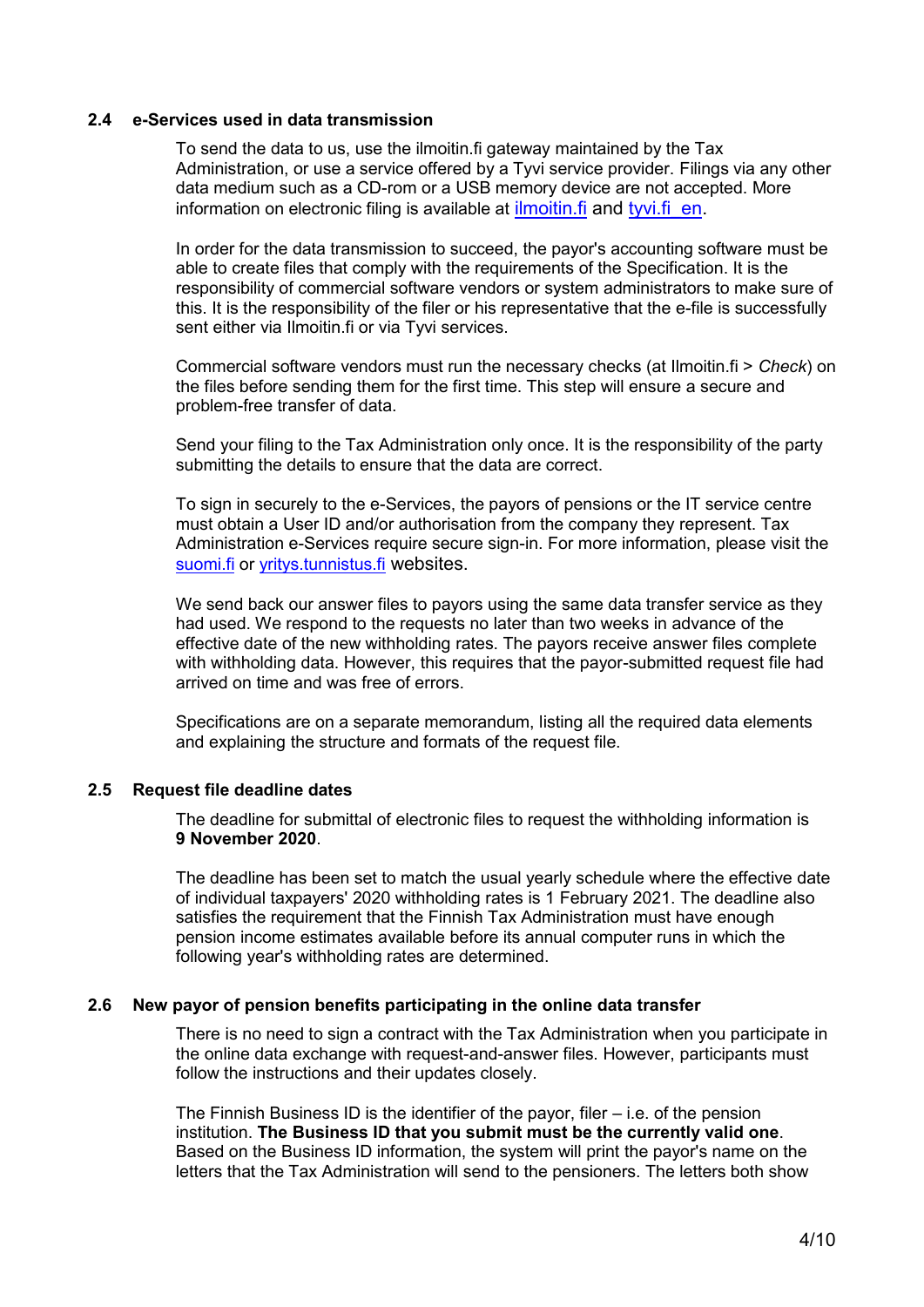## 2.4 e-Services used in data transmission

To send the data to us, use the ilmoitin.fi gateway maintained by the Tax Administration, or use a service offered by a Tyvi service provider. Filings via any other data medium such as a CD-rom or a USB memory device are not accepted. More information on electronic filing is available at ilmoitin.fi and tyvi.fi en.

In order for the data transmission to succeed, the payor's accounting software must be able to create files that comply with the requirements of the Specification. It is the responsibility of commercial software vendors or system administrators to make sure of this. It is the responsibility of the filer or his representative that the e-file is successfully sent either via Ilmoitin.fi or via Tyvi services.

Commercial software vendors must run the necessary checks (at Ilmoitin.fi > *Check*) on the files before sending them for the first time. This step will ensure a secure and problem-free transfer of data.

Send your filing to the Tax Administration only once. It is the responsibility of the party submitting the details to ensure that the data are correct.

To sign in securely to the e-Services, the payors of pensions or the IT service centre must obtain a User ID and/or authorisation from the company they represent. Tax Administration e-Services require secure sign-in. For more information, please visit the suomi.fi or yritys.tunnistus.fi websites.

We send back our answer files to payors using the same data transfer service as they had used. We respond to the requests no later than two weeks in advance of the effective date of the new withholding rates. The payors receive answer files complete with withholding data. However, this requires that the payor-submitted request file had arrived on time and was free of errors.

Specifications are on a separate memorandum, listing all the required data elements and explaining the structure and formats of the request file.

## 2.5 Request file deadline dates

The deadline for submittal of electronic files to request the withholding information is **9 November 2020**.

The deadline has been set to match the usual yearly schedule where the effective date of individual taxpayers' 2020 withholding rates is 1 February 2021. The deadline also satisfies the requirement that the Finnish Tax Administration must have enough pension income estimates available before its annual computer runs in which the following year's withholding rates are determined.

## 2.6 New payor of pension benefits participating in the online data transfer

There is no need to sign a contract with the Tax Administration when you participate in the online data exchange with request-and-answer files. However, participants must follow the instructions and their updates closely.

The Finnish Business ID is the identifier of the payor, filer – i.e. of the pension institution. **The Business ID that you submit must be the currently valid one**. Based on the Business ID information, the system will print the payor's name on the letters that the Tax Administration will send to the pensioners. The letters both show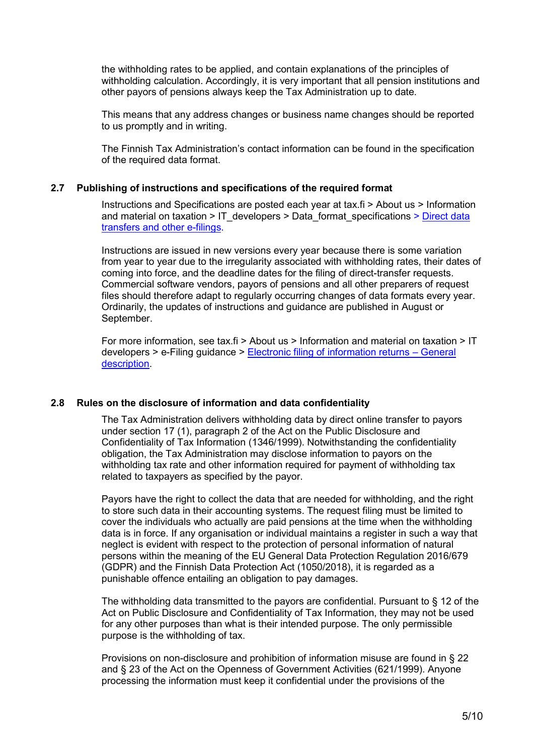the withholding rates to be applied, and contain explanations of the principles of withholding calculation. Accordingly, it is very important that all pension institutions and other payors of pensions always keep the Tax Administration up to date.

This means that any address changes or business name changes should be reported to us promptly and in writing.

The Finnish Tax Administration's contact information can be found in the specification of the required data format.

## 2.7 Publishing of instructions and specifications of the required format

Instructions and Specifications are posted each year at tax.fi > About us > Information and material on taxation > IT_developers > Data_format_specifications > Direct data transfers and other e-filings.

Instructions are issued in new versions every year because there is some variation from year to year due to the irregularity associated with withholding rates, their dates of coming into force, and the deadline dates for the filing of direct-transfer requests. Commercial software vendors, payors of pensions and all other preparers of request files should therefore adapt to regularly occurring changes of data formats every year. Ordinarily, the updates of instructions and guidance are published in August or September.

For more information, see tax.fi > About us > Information and material on taxation > IT developers > e-Filing guidance > Electronic filing of information returns – General description.

## 2.8 Rules on the disclosure of information and data confidentiality

The Tax Administration delivers withholding data by direct online transfer to payors under section 17 (1), paragraph 2 of the Act on the Public Disclosure and Confidentiality of Tax Information (1346/1999). Notwithstanding the confidentiality obligation, the Tax Administration may disclose information to payors on the withholding tax rate and other information required for payment of withholding tax related to taxpayers as specified by the payor.

Payors have the right to collect the data that are needed for withholding, and the right to store such data in their accounting systems. The request filing must be limited to cover the individuals who actually are paid pensions at the time when the withholding data is in force. If any organisation or individual maintains a register in such a way that neglect is evident with respect to the protection of personal information of natural persons within the meaning of the EU General Data Protection Regulation 2016/679 (GDPR) and the Finnish Data Protection Act (1050/2018), it is regarded as a punishable offence entailing an obligation to pay damages.

The withholding data transmitted to the payors are confidential. Pursuant to § 12 of the Act on Public Disclosure and Confidentiality of Tax Information, they may not be used for any other purposes than what is their intended purpose. The only permissible purpose is the withholding of tax.

Provisions on non-disclosure and prohibition of information misuse are found in § 22 and § 23 of the Act on the Openness of Government Activities (621/1999). Anyone processing the information must keep it confidential under the provisions of the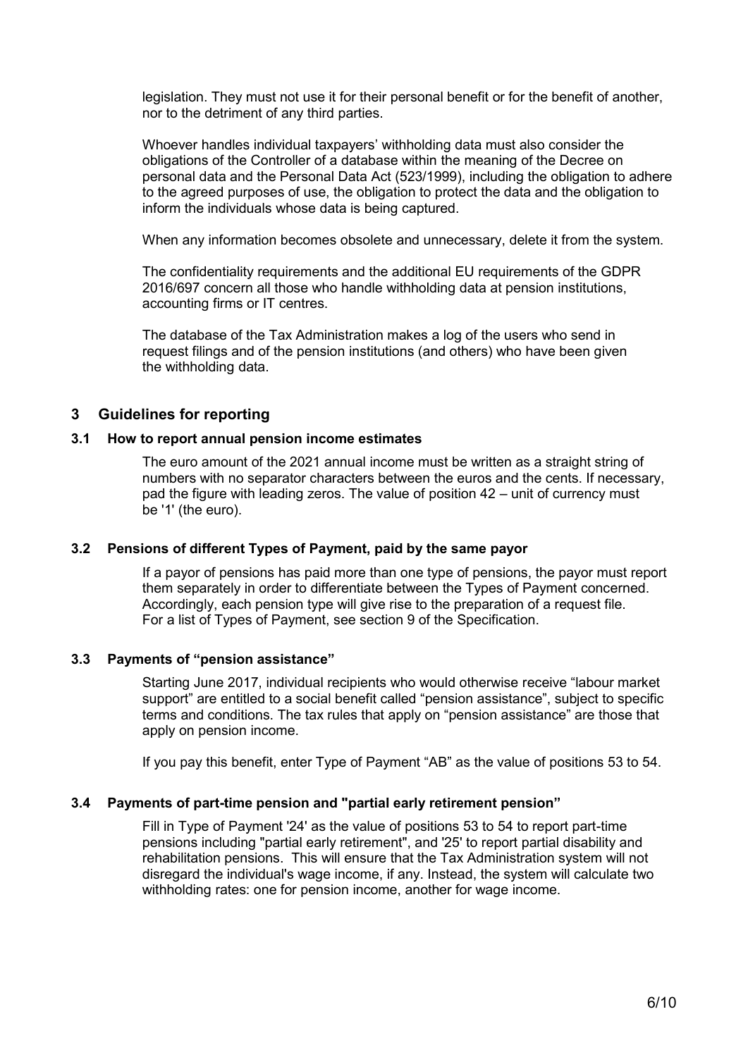legislation. They must not use it for their personal benefit or for the benefit of another, nor to the detriment of any third parties.

Whoever handles individual taxpayers' withholding data must also consider the obligations of the Controller of a database within the meaning of the Decree on personal data and the Personal Data Act (523/1999), including the obligation to adhere to the agreed purposes of use, the obligation to protect the data and the obligation to inform the individuals whose data is being captured.

When any information becomes obsolete and unnecessary, delete it from the system.

The confidentiality requirements and the additional EU requirements of the GDPR 2016/697 concern all those who handle withholding data at pension institutions, accounting firms or IT centres.

The database of the Tax Administration makes a log of the users who send in request filings and of the pension institutions (and others) who have been given the withholding data.

## 3 Guidelines for reporting

### 3.1 How to report annual pension income estimates

The euro amount of the 2021 annual income must be written as a straight string of numbers with no separator characters between the euros and the cents. If necessary, pad the figure with leading zeros. The value of position 42 – unit of currency must be '1' (the euro).

### 3.2 Pensions of different Types of Payment, paid by the same payor

If a payor of pensions has paid more than one type of pensions, the payor must report them separately in order to differentiate between the Types of Payment concerned. Accordingly, each pension type will give rise to the preparation of a request file. For a list of Types of Payment, see section 9 of the Specification.

### 3.3 Payments of "pension assistance"

Starting June 2017, individual recipients who would otherwise receive "labour market support" are entitled to a social benefit called "pension assistance", subject to specific terms and conditions. The tax rules that apply on "pension assistance" are those that apply on pension income.

If you pay this benefit, enter Type of Payment "AB" as the value of positions 53 to 54.

### 3.4 Payments of part-time pension and "partial early retirement pension"

Fill in Type of Payment '24' as the value of positions 53 to 54 to report part-time pensions including "partial early retirement", and '25' to report partial disability and rehabilitation pensions. This will ensure that the Tax Administration system will not disregard the individual's wage income, if any. Instead, the system will calculate two withholding rates: one for pension income, another for wage income.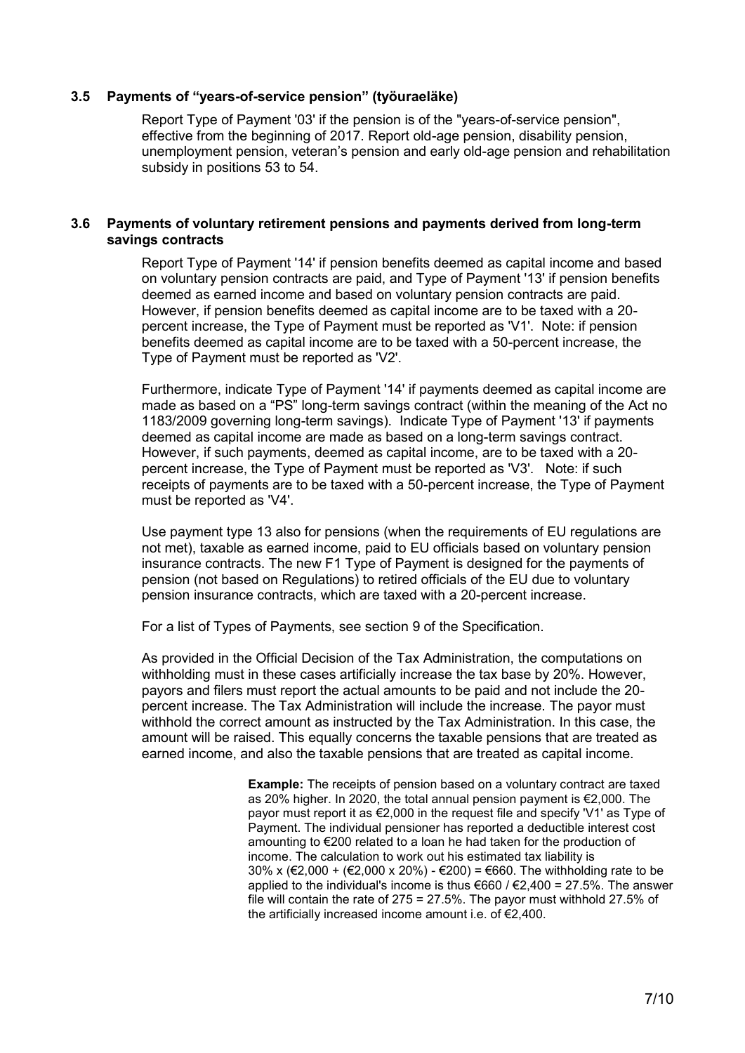### 3.5 Payments of "years-of-service pension" (työuraeläke)

Report Type of Payment '03' if the pension is of the "years-of-service pension", effective from the beginning of 2017. Report old-age pension, disability pension, unemployment pension, veteran's pension and early old-age pension and rehabilitation subsidy in positions 53 to 54.

### 3.6 Payments of voluntary retirement pensions and payments derived from long-term savings contracts

Report Type of Payment '14' if pension benefits deemed as capital income and based on voluntary pension contracts are paid, and Type of Payment '13' if pension benefits deemed as earned income and based on voluntary pension contracts are paid. However, if pension benefits deemed as capital income are to be taxed with a 20-percent increase, the Type of Payment must be reported as 'V1'. Note: if pension benefits deemed as capital income are to be taxed with a 50-percent increase, the Type of Payment must be reported as 'V2'.

Furthermore, indicate Type of Payment '14' if payments deemed as capital income are made as based on a "PS" long-term savings contract (within the meaning of the Act no 1183/2009 governing long-term savings). Indicate Type of Payment '13' if payments deemed as capital income are made as based on a long-term savings contract. However, if such payments, deemed as capital income, are to be taxed with a 20-percent increase, the Type of Payment must be reported as 'V3'. Note: if such receipts of payments are to be taxed with a 50-percent increase, the Type of Payment must be reported as 'V4'.

Use payment type 13 also for pensions (when the requirements of EU regulations are not met), taxable as earned income, paid to EU officials based on voluntary pension insurance contracts. The new F1 Type of Payment is designed for the payments of pension (not based on Regulations) to retired officials of the EU due to voluntary pension insurance contracts, which are taxed with a 20-percent increase.

For a list of Types of Payments, see section 9 of the Specification.

As provided in the Official Decision of the Tax Administration, the computations on withholding must in these cases artificially increase the tax base by 20%. However, payors and filers must report the actual amounts to be paid and not include the 20-percent increase. The Tax Administration will include the increase. The payor must withhold the correct amount as instructed by the Tax Administration. In this case, the amount will be raised. This equally concerns the taxable pensions that are treated as earned income, and also the taxable pensions that are treated as capital income.

> **Example:** The receipts of pension based on a voluntary contract are taxed as 20% higher. In 2020, the total annual pension payment is €2,000. The payor must report it as €2,000 in the request file and specify 'V1' as Type of Payment. The individual pensioner has reported a deductible interest cost amounting to €200 related to a loan he had taken for the production of income. The calculation to work out his estimated tax liability is 30% x (€2,000 + (€2,000 x 20%) - €200) = €660. The withholding rate to be applied to the individual's income is thus €660 / €2,400 = 27.5%. The answer file will contain the rate of 275 = 27.5%. The payor must withhold 27.5% of the artificially increased income amount i.e. of €2,400.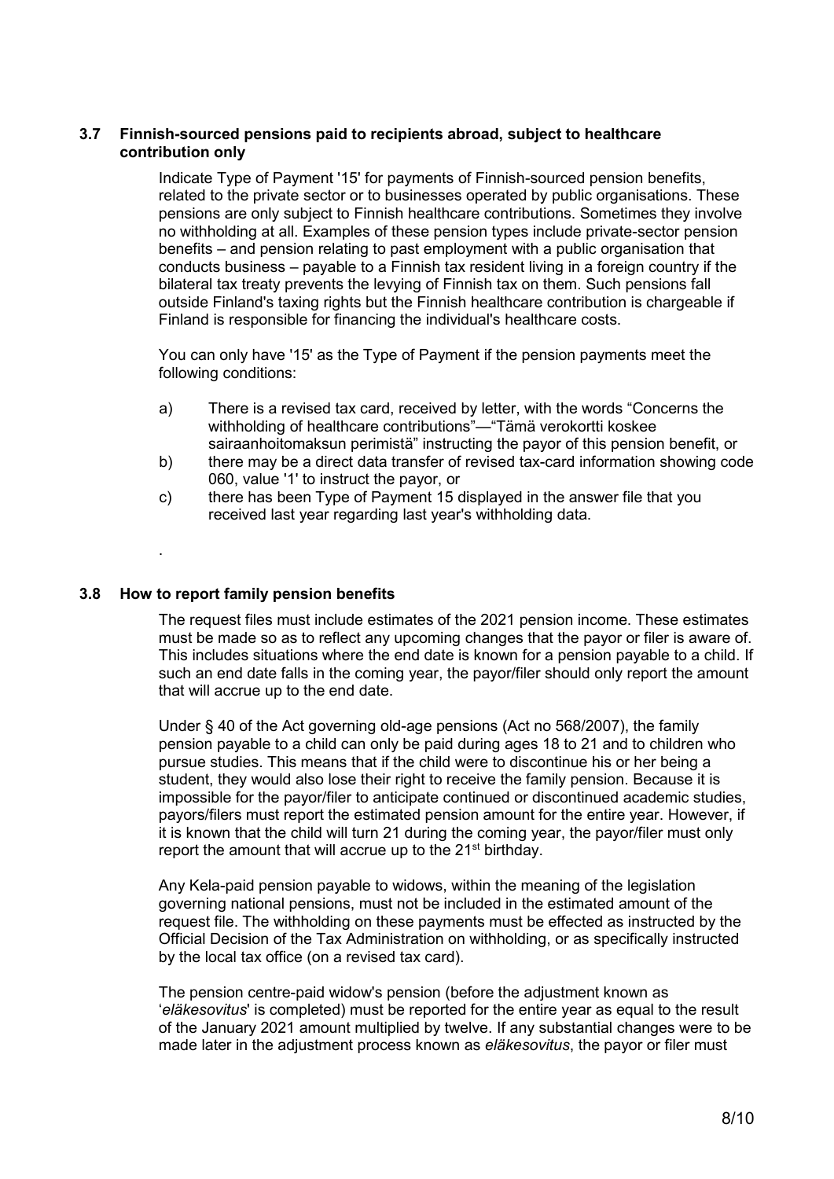### 3.7 Finnish-sourced pensions paid to recipients abroad, subject to healthcare contribution only

Indicate Type of Payment '15' for payments of Finnish-sourced pension benefits, related to the private sector or to businesses operated by public organisations. These pensions are only subject to Finnish healthcare contributions. Sometimes they involve no withholding at all. Examples of these pension types include private-sector pension benefits – and pension relating to past employment with a public organisation that conducts business – payable to a Finnish tax resident living in a foreign country if the bilateral tax treaty prevents the levying of Finnish tax on them. Such pensions fall outside Finland's taxing rights but the Finnish healthcare contribution is chargeable if Finland is responsible for financing the individual's healthcare costs.

You can only have '15' as the Type of Payment if the pension payments meet the following conditions:

a) There is a revised tax card, received by letter, with the words "Concerns the withholding of healthcare contributions"—"Tämä verokortti koskee sairaanhoitomaksun perimistä" instructing the payor of this pension benefit, or
b) there may be a direct data transfer of revised tax-card information showing code 060, value '1' to instruct the payor, or
c) there has been Type of Payment 15 displayed in the answer file that you received last year regarding last year's withholding data.

.

### 3.8 How to report family pension benefits

The request files must include estimates of the 2021 pension income. These estimates must be made so as to reflect any upcoming changes that the payor or filer is aware of. This includes situations where the end date is known for a pension payable to a child. If such an end date falls in the coming year, the payor/filer should only report the amount that will accrue up to the end date.

Under § 40 of the Act governing old-age pensions (Act no 568/2007), the family pension payable to a child can only be paid during ages 18 to 21 and to children who pursue studies. This means that if the child were to discontinue his or her being a student, they would also lose their right to receive the family pension. Because it is impossible for the payor/filer to anticipate continued or discontinued academic studies, payors/filers must report the estimated pension amount for the entire year. However, if it is known that the child will turn 21 during the coming year, the payor/filer must only report the amount that will accrue up to the 21st birthday.

Any Kela-paid pension payable to widows, within the meaning of the legislation governing national pensions, must not be included in the estimated amount of the request file. The withholding on these payments must be effected as instructed by the Official Decision of the Tax Administration on withholding, or as specifically instructed by the local tax office (on a revised tax card).

The pension centre-paid widow's pension (before the adjustment known as '*eläkesovitus*' is completed) must be reported for the entire year as equal to the result of the January 2021 amount multiplied by twelve. If any substantial changes were to be made later in the adjustment process known as *eläkesovitus*, the payor or filer must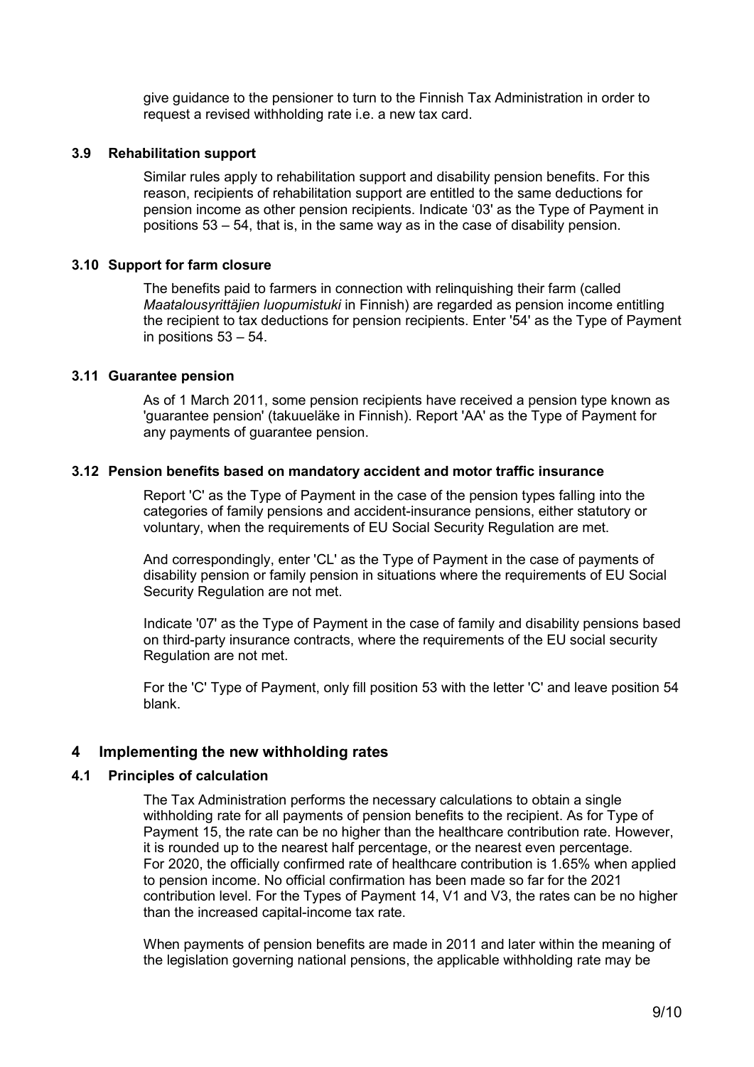give guidance to the pensioner to turn to the Finnish Tax Administration in order to request a revised withholding rate i.e. a new tax card.

### 3.9 Rehabilitation support

Similar rules apply to rehabilitation support and disability pension benefits. For this reason, recipients of rehabilitation support are entitled to the same deductions for pension income as other pension recipients. Indicate '03' as the Type of Payment in positions 53 – 54, that is, in the same way as in the case of disability pension.

### 3.10 Support for farm closure

The benefits paid to farmers in connection with relinquishing their farm (called *Maatalousyrittäjien luopumistuki* in Finnish) are regarded as pension income entitling the recipient to tax deductions for pension recipients. Enter '54' as the Type of Payment in positions 53 – 54.

### 3.11 Guarantee pension

As of 1 March 2011, some pension recipients have received a pension type known as 'guarantee pension' (takuueläke in Finnish). Report 'AA' as the Type of Payment for any payments of guarantee pension.

### 3.12 Pension benefits based on mandatory accident and motor traffic insurance

Report 'C' as the Type of Payment in the case of the pension types falling into the categories of family pensions and accident-insurance pensions, either statutory or voluntary, when the requirements of EU Social Security Regulation are met.

And correspondingly, enter 'CL' as the Type of Payment in the case of payments of disability pension or family pension in situations where the requirements of EU Social Security Regulation are not met.

Indicate '07' as the Type of Payment in the case of family and disability pensions based on third-party insurance contracts, where the requirements of the EU social security Regulation are not met.

For the 'C' Type of Payment, only fill position 53 with the letter 'C' and leave position 54 blank.

## 4 Implementing the new withholding rates

### 4.1 Principles of calculation

The Tax Administration performs the necessary calculations to obtain a single withholding rate for all payments of pension benefits to the recipient. As for Type of Payment 15, the rate can be no higher than the healthcare contribution rate. However, it is rounded up to the nearest half percentage, or the nearest even percentage. For 2020, the officially confirmed rate of healthcare contribution is 1.65% when applied to pension income. No official confirmation has been made so far for the 2021 contribution level. For the Types of Payment 14, V1 and V3, the rates can be no higher than the increased capital-income tax rate.

When payments of pension benefits are made in 2011 and later within the meaning of the legislation governing national pensions, the applicable withholding rate may be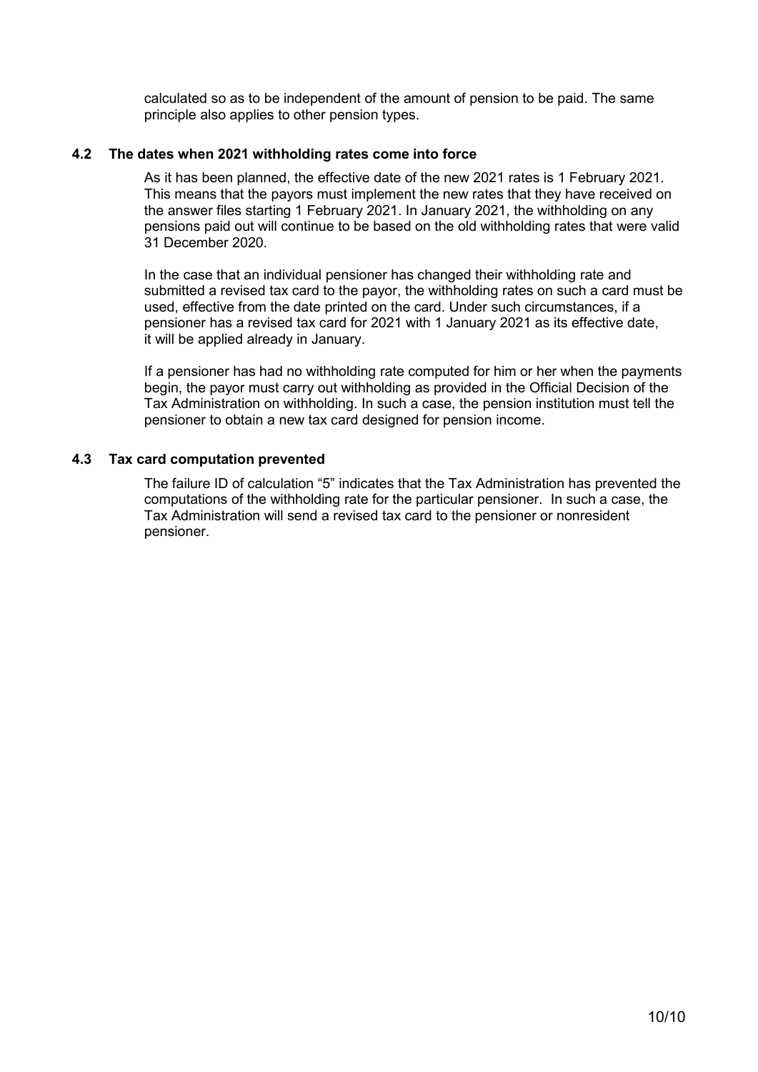calculated so as to be independent of the amount of pension to be paid. The same principle also applies to other pension types.

### 4.2 The dates when 2021 withholding rates come into force

As it has been planned, the effective date of the new 2021 rates is 1 February 2021. This means that the payors must implement the new rates that they have received on the answer files starting 1 February 2021. In January 2021, the withholding on any pensions paid out will continue to be based on the old withholding rates that were valid 31 December 2020.

In the case that an individual pensioner has changed their withholding rate and submitted a revised tax card to the payor, the withholding rates on such a card must be used, effective from the date printed on the card. Under such circumstances, if a pensioner has a revised tax card for 2021 with 1 January 2021 as its effective date, it will be applied already in January.

If a pensioner has had no withholding rate computed for him or her when the payments begin, the payor must carry out withholding as provided in the Official Decision of the Tax Administration on withholding. In such a case, the pension institution must tell the pensioner to obtain a new tax card designed for pension income.

### 4.3 Tax card computation prevented

The failure ID of calculation "5" indicates that the Tax Administration has prevented the computations of the withholding rate for the particular pensioner. In such a case, the Tax Administration will send a revised tax card to the pensioner or nonresident pensioner.